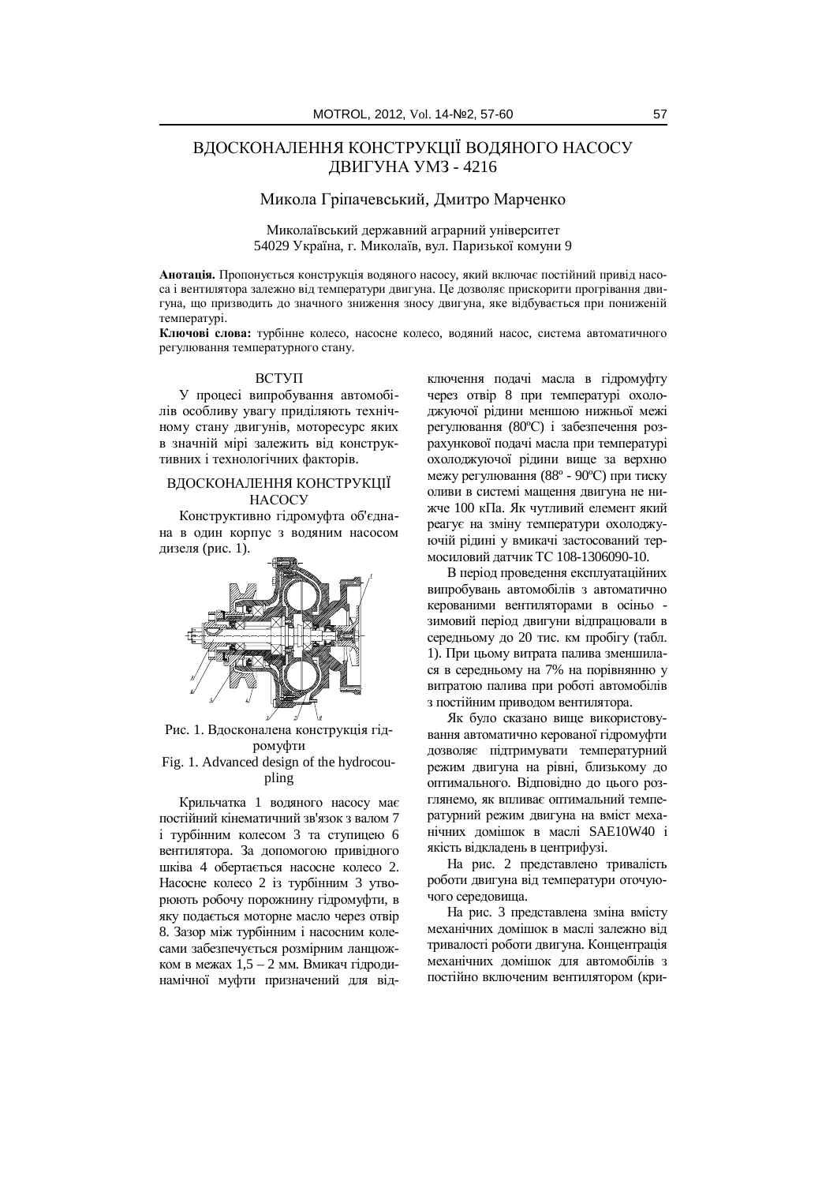# ВДОСКОНАЛЕННЯ КОНСТРУКЦІЇ ВОДЯНОГО НАСОСУ ДВИГУНА УМЗ - 4216

Микола Гріпачевський, Дмитро Марченко

Миколаївський державний аграрний університет
54029 Україна, г. Миколаїв, вул. Паризької комуни 9

**Анотація.** Пропонується конструкція водяного насосу, який включає постійний привід насоса і вентилятора залежно від температури двигуна. Це дозволяє прискорити прогрівання двигуна, що призводить до значного зниження зносу двигуна, яке відбувається при пониженій температурі.

**Ключові слова:** турбінне колесо, насосне колесо, водяний насос, система автоматичного регулювання температурного стану.

## ВСТУП

У процесі випробування автомобілів особливу увагу приділяють технічному стану двигунів, моторесурс яких в значній мірі залежить від конструктивних і технологічних факторів.

## ВДОСКОНАЛЕННЯ КОНСТРУКЦІЇ НАСОСУ

Конструктивно гідромуфта об'єднана в один корпус з водяним насосом дизеля (рис. 1).

Рис. 1. Вдосконалена конструкція гідромуфти
Fig. 1. Advanced design of the hydrocoupling

Крильчатка 1 водяного насосу має постійний кінематичний зв'язок з валом 7 і турбінним колесом 3 та ступицею 6 вентилятора. За допомогою привідного шківа 4 обертається насосне колесо 2. Насосне колесо 2 із турбінним 3 утворюють робочу порожнину гідромуфти, в яку подається моторне масло через отвір 8. Зазор між турбінним і насосним колесами забезпечується розмірним ланцюжком в межах 1,5 – 2 мм. Вмикач гідродинамічної муфти призначений для відключення подачі масла в гідромуфту через отвір 8 при температурі охолоджуючої рідини меншою нижньої межі регулювання (80ºС) і забезпечення розрахункової подачі масла при температурі охолоджуючої рідини вище за верхню межу регулювання (88º - 90ºС) при тиску оливи в системі мащення двигуна не нижче 100 кПа. Як чутливий елемент який реагує на зміну температури охолоджуючій рідині у вмикачі застосований термосиловий датчик ТС 108-1306090-10.

В період проведення експлуатаційних випробувань автомобілів з автоматично керованими вентиляторами в осінньо - зимовий період двигуни відпрацювали в середньому до 20 тис. км пробігу (табл. 1). При цьому витрата палива зменшилася в середньому на 7% на порівнянню у витратою палива при роботі автомобілів з постійним приводом вентилятора.

Як було сказано вище використовування автоматично керованої гідромуфти дозволяє підтримувати температурний режим двигуна на рівні, близькому до оптимального. Відповідно до цього розглянемо, як впливає оптимальний температурний режим двигуна на вміст механічних домішок в маслі SAE10W40 і якість відкладень в центрифузі.

На рис. 2 представлено тривалість роботи двигуна від температури оточуючого середовища.

На рис. 3 представлена зміна вмісту механічних домішок в маслі залежно від тривалості роботи двигуна. Концентрація механічних домішок для автомобілів з постійно включеним вентилятором (кри-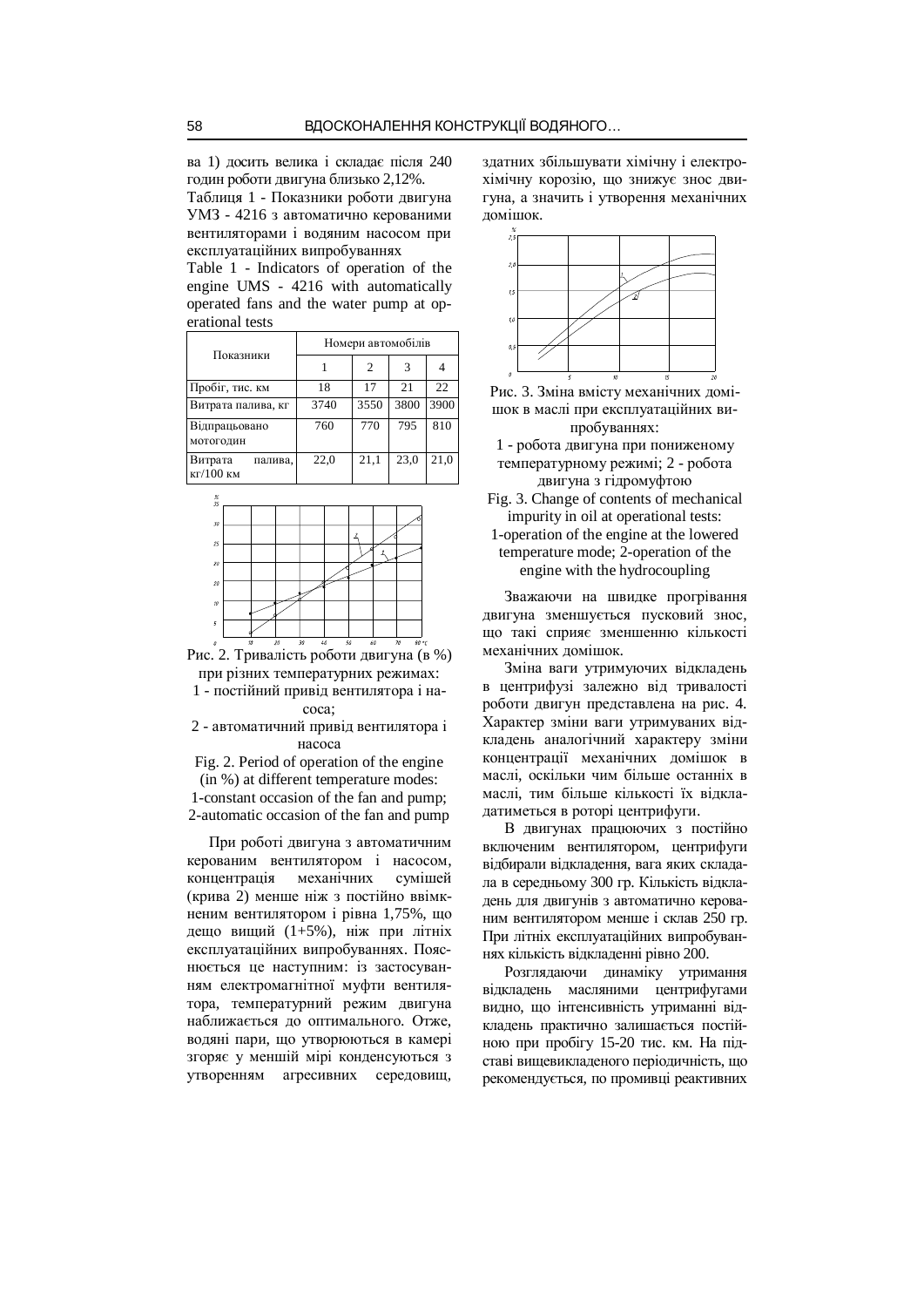ва 1) досить велика і складає після 240 годин роботи двигуна близько 2,12%.

Таблиця 1 - Показники роботи двигуна УМЗ - 4216 з автоматично керованими вентиляторами і водяним насосом при експлуатаційних випробуваннях

Table 1 - Indicators of operation of the engine UMS - 4216 with automatically operated fans and the water pump at operational tests

| Показники | Номери автомобілів | | | |
|---|---|---|---|---|
| | 1 | 2 | 3 | 4 |
| Пробіг, тис. км | 18 | 17 | 21 | 22 |
| Витрата палива, кг | 3740 | 3550 | 3800 | 3900 |
| Відпрацьовано мотогодин | 760 | 770 | 795 | 810 |
| Витрата палива, кг/100 км | 22,0 | 21,1 | 23,0 | 21,0 |

Рис. 2. Тривалість роботи двигуна (в %) при різних температурних режимах:
1 - постійний привід вентилятора і насоса;
2 - автоматичний привід вентилятора і насоса

Fig. 2. Period of operation of the engine (in %) at different temperature modes:
1-constant occasion of the fan and pump;
2-automatic occasion of the fan and pump

При роботі двигуна з автоматичним керованим вентилятором і насосом, концентрація механічних сумішей (крива 2) менше ніж з постійно ввімкненим вентилятором і рівна 1,75%, що дещо вищий (1+5%), ніж при літніх експлуатаційних випробуваннях. Пояснюється це наступним: із застосуванням електромагнітної муфти вентилятора, температурний режим двигуна наближається до оптимального. Отже, водяні пари, що утворюються в камері згоряє у меншій мірі конденсуються з утворенням агресивних середовищ, здатних збільшувати хімічну і електрохімічну корозію, що знижує знос двигуна, а значить і утворення механічних домішок.

Рис. 3. Зміна вмісту механічних домішок в маслі при експлуатаційних випробуваннях:
1 - робота двигуна при пониженому температурному режимі; 2 - робота двигуна з гідромуфтою

Fig. 3. Change of contents of mechanical impurity in oil at operational tests:
1-operation of the engine at the lowered temperature mode; 2-operation of the engine with the hydrocoupling

Зважаючи на швидке прогрівання двигуна зменшується пусковий знос, що такі сприяє зменшенню кількості механічних домішок.

Зміна ваги утримуючих відкладень в центрифузі залежно від тривалості роботи двигун представлена на рис. 4. Характер зміни ваги утримуваних відкладень аналогічний характеру зміни концентрації механічних домішок в маслі, оскільки чим більше останніх в маслі, тим більше кількості їх відкладатиметься в роторі центрифуги.

В двигунах працюючих з постійно включеним вентилятором, центрифуги відбирали відкладення, вага яких складала в середньому 300 гр. Кількість відкладень для двигунів з автоматично керованим вентилятором менше і склав 250 гр. При літніх експлуатаційних випробуваннях кількість відкладенні рівно 200.

Розглядаючи динаміку утримання відкладень масляними центрифугами видно, що інтенсивність утриманні відкладень практично залишається постійною при пробігу 15-20 тис. км. На підставі вищевикладеного періодичність, що рекомендується, по промивці реактивних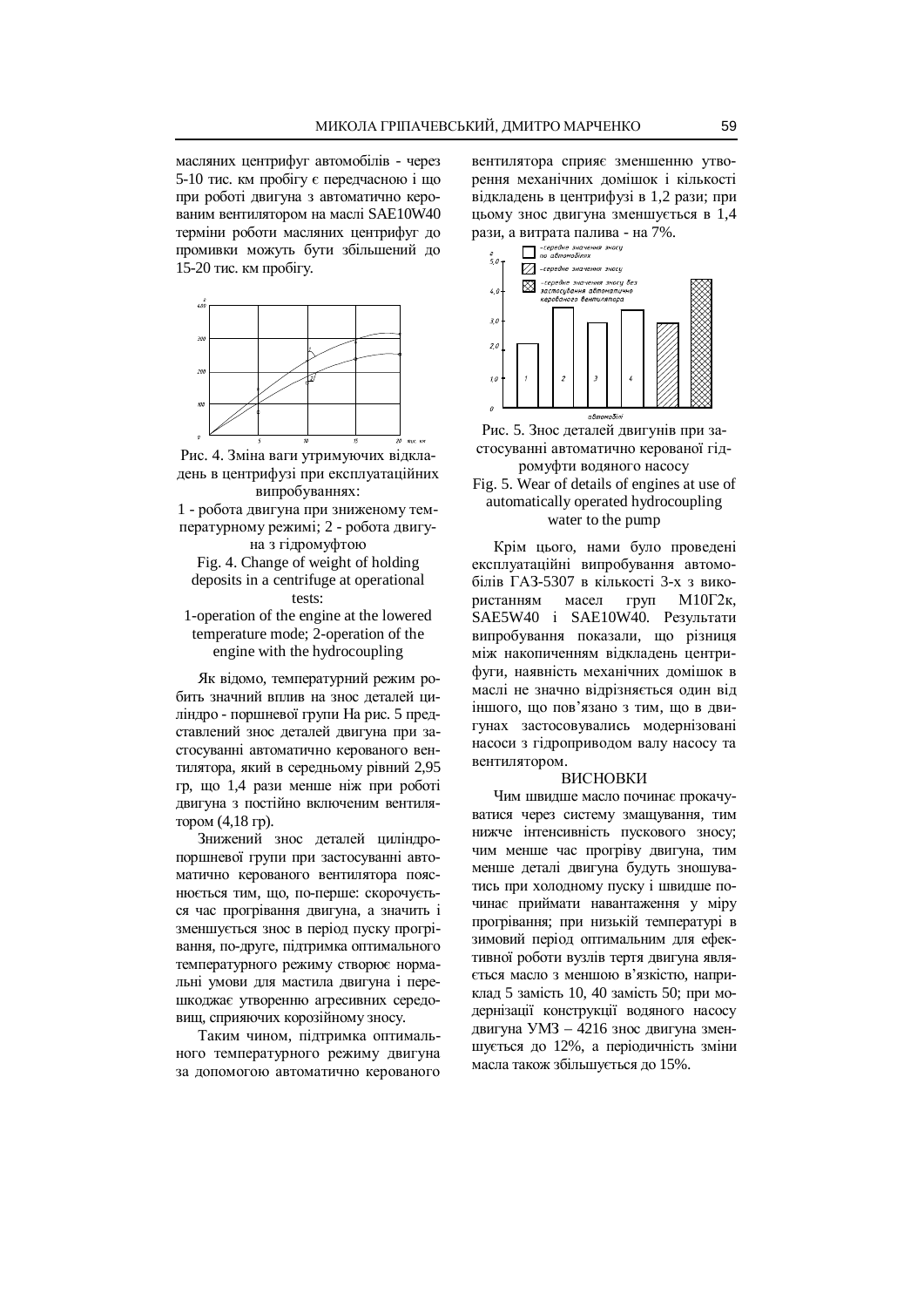масляних центрифуг автомобілів - через 5-10 тис. км пробігу є передчасною і що при роботі двигуна з автоматично керованим вентилятором на маслі SAE10W40 терміни роботи масляних центрифуг до промивки можуть бути збільшений до 15-20 тис. км пробігу.

Рис. 4. Зміна ваги утримуючих відкладень в центрифузі при експлуатаційних випробуваннях:

1 - робота двигуна при зниженому температурному режимі; 2 - робота двигуна з гідромуфтою

Fig. 4. Change of weight of holding deposits in a centrifuge at operational tests:

1-operation of the engine at the lowered temperature mode; 2-operation of the engine with the hydrocoupling

Як відомо, температурний режим робить значний вплив на знос деталей циліндро - поршневої групи На рис. 5 представлений знос деталей двигуна при застосуванні автоматично керованого вентилятора, який в середньому рівний 2,95 гр, що 1,4 рази менше ніж при роботі двигуна з постійно включеним вентилятором (4,18 гр).

Знижений знос деталей циліндро-поршневої групи при застосуванні автоматично керованого вентилятора пояснюється тим, що, по-перше: скорочується час прогрівання двигуна, а значить і зменшується знос в період пуску прогрівання, по-друге, підтримка оптимального температурного режиму створює нормальні умови для мастила двигуна і перешкоджає утворенню агресивних середовищ, сприяючих корозійному зносу.

Таким чином, підтримка оптимального температурного режиму двигуна за допомогою автоматично керованого вентилятора сприяє зменшенню утворення механічних домішок і кількості відкладень в центрифузі в 1,2 рази; при цьому знос двигуна зменшується в 1,4 рази, а витрата палива - на 7%.

Рис. 5. Знос деталей двигунів при застосуванні автоматично керованої гідромуфти водяного насосу

Fig. 5. Wear of details of engines at use of automatically operated hydrocoupling water to the pump

Крім цього, нами було проведені експлуатаційні випробування автомобілів ГАЗ-5307 в кількості 3-х з використанням масел груп М10Г2к, SAE5W40 і SAE10W40. Результати випробування показали, що різниця між накопиченням відкладень центрифуги, наявність механічних домішок в маслі не значно відрізняється один від іншого, що пов'язано з тим, що в двигунах застосовувались модернізовані насоси з гідроприводом валу насосу та вентилятором.

## ВИСНОВКИ

Чим швидше масло починає прокачуватися через систему змащування, тим нижче інтенсивність пускового зносу; чим менше час прогріву двигуна, тим менше деталі двигуна будуть зношуватись при холодному пуску і швидше починає приймати навантаження у міру прогрівання; при низькій температурі в зимовий період оптимальним для ефективної роботи вузлів тертя двигуна являється масло з меншою в'язкістю, наприклад 5 замість 10, 40 замість 50; при модернізації конструкції водяного насосу двигуна УМЗ – 4216 знос двигуна зменшується до 12%, а періодичність зміни масла також збільшується до 15%.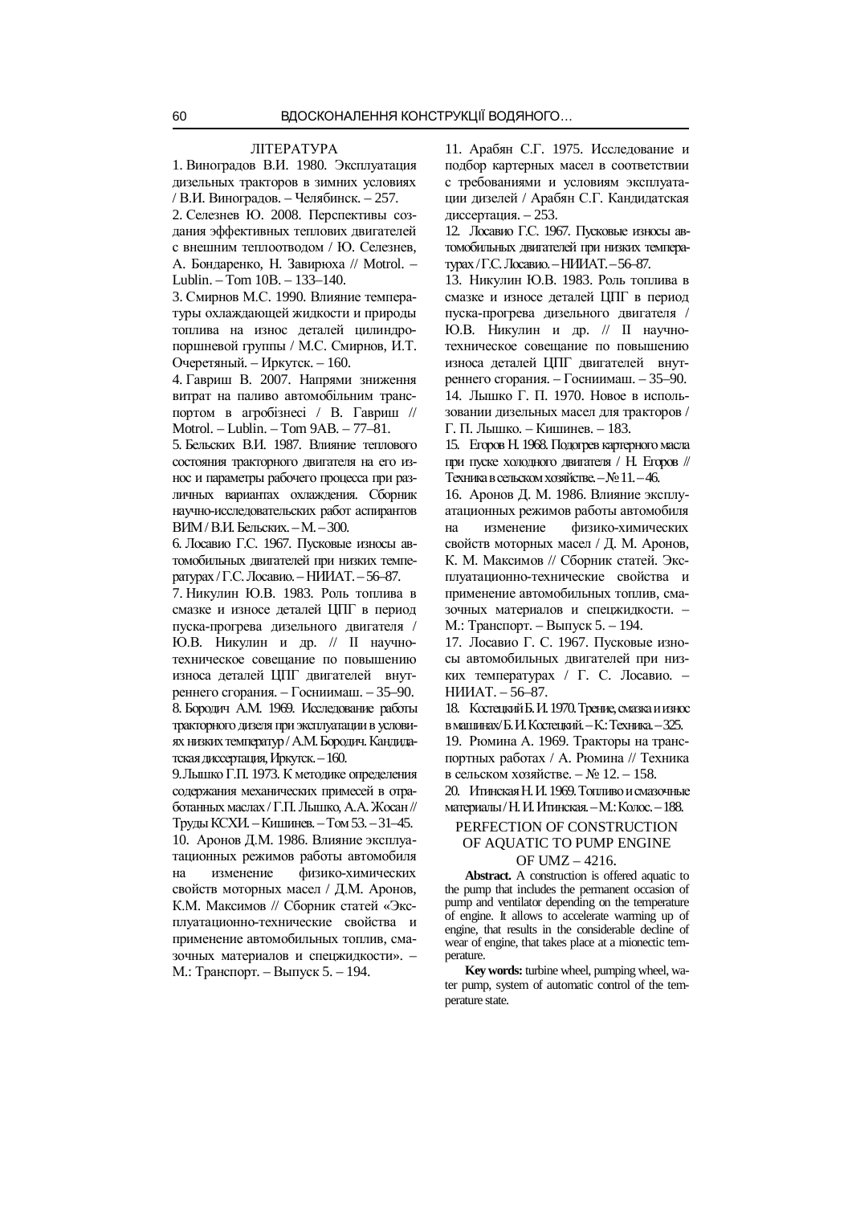## ЛІТЕРАТУРА

1. Виноградов В.И. 1980. Эксплуатация дизельных тракторов в зимних условиях / В.И. Виноградов. – Челябинск. – 257.
2. Селезнев Ю. 2008. Перспективы создания эффективных тепловых двигателей с внешним теплоотводом / Ю. Селезнев, А. Бондаренко, Н. Завирюха // Motrol. – Lublin. – Tom 10B. – 133–140.
3. Смирнов М.С. 1990. Влияние температуры охлаждающей жидкости и природы топлива на износ деталей цилиндропоршневой группы / М.С. Смирнов, И.Т. Очеретяный. – Иркутск. – 160.
4. Гавриш В. 2007. Напрями зниження витрат на паливо автомобільним транспортом в агробізнесі / В. Гавриш // Motrol. – Lublin. – Tom 9AB. – 77–81.
5. Бельских В.И. 1987. Влияние теплового состояния тракторного двигателя на его износ и параметры рабочего процесса при различных вариантах охлаждения. Сборник научно-исследовательских работ аспирантов ВИМ / В.И. Бельских. – М. – 300.
6. Лосавио Г.С. 1967. Пусковые износы автомобильных двигателей при низких температурах / Г.С. Лосавио. – НИИАТ. – 56–87.
7. Никулин Ю.В. 1983. Роль топлива в смазке и износе деталей ЦПГ в период пуска-прогрева дизельного двигателя / Ю.В. Никулин и др. // II научно-техническое совещание по повышению износа деталей ЦПГ двигателей внутреннего сгорания. – Госниимаш. – 35–90.
8. Бородич А.М. 1969. Исследование работы тракторного дизеля при эксплуатации в условиях низких температур / А.М. Бородич. Кандидатская диссертация, Иркутск. – 160.
9. Лышко Г.П. 1973. К методике определения содержания механических примесей в отработанных маслах / Г.П. Лышко, А.А. Жосан // Труды КСХИ. – Кишинев. – Том 53. – 31–45.
10. Аронов Д.М. 1986. Влияние эксплуатационных режимов работы автомобиля на изменение физико-химических свойств моторных масел / Д.М. Аронов, К.М. Максимов // Сборник статей «Эксплуатационно-технические свойства и применение автомобильных топлив, смазочных материалов и спецжидкости». – М.: Транспорт. – Выпуск 5. – 194.
11. Арабян С.Г. 1975. Исследование и подбор картерных масел в соответствии с требованиями и условиям эксплуатации дизелей / Арабян С.Г. Кандидатская диссертация. – 253.
12. Лосавио Г.С. 1967. Пусковые износы автомобильных двигателей при низких температурах / Г.С. Лосавио. – НИИАТ. – 56–87.
13. Никулин Ю.В. 1983. Роль топлива в смазке и износе деталей ЦПГ в период пуска-прогрева дизельного двигателя / Ю.В. Никулин и др. // II научно-техническое совещание по повышению износа деталей ЦПГ двигателей внутреннего сгорания. – Госниимаш. – 35–90.
14. Лышко Г. П. 1970. Новое в использовании дизельных масел для тракторов / Г. П. Лышко. – Кишинев. – 183.
15. Егоров Н. 1968. Подогрев картерного масла при пуске холодного двигателя / Н. Егоров // Техника в сельском хозяйстве. – № 11. – 46.
16. Аронов Д. М. 1986. Влияние эксплуатационных режимов работы автомобиля на изменение физико-химических свойств моторных масел / Д. М. Аронов, К. М. Максимов // Сборник статей. Эксплуатационно-технические свойства и применение автомобильных топлив, смазочных материалов и спецжидкости. – М.: Транспорт. – Выпуск 5. – 194.
17. Лосавио Г. С. 1967. Пусковые износы автомобильных двигателей при низких температурах / Г. С. Лосавио. – НИИАТ. – 56–87.
18. Костецкий Б. И. 1970. Трение, смазка и износ в машинах/ Б. И. Костецкий. – К.: Техника. – 325.
19. Рюмина А. 1969. Тракторы на транспортных работах / А. Рюмина // Техника в сельском хозяйстве. – № 12. – 158.
20. Итинская Н. И. 1969. Топливо и смазочные материалы / Н. И. Итинская. – М.: Колос. – 188.

## PERFECTION OF CONSTRUCTION OF AQUATIC TO PUMP ENGINE OF UMZ – 4216.

**Abstract.** A construction is offered aquatic to the pump that includes the permanent occasion of pump and ventilator depending on the temperature of engine. It allows to accelerate warming up of engine, that results in the considerable decline of wear of engine, that takes place at a mionectic temperature.

**Key words:** turbine wheel, pumping wheel, water pump, system of automatic control of the temperature state.